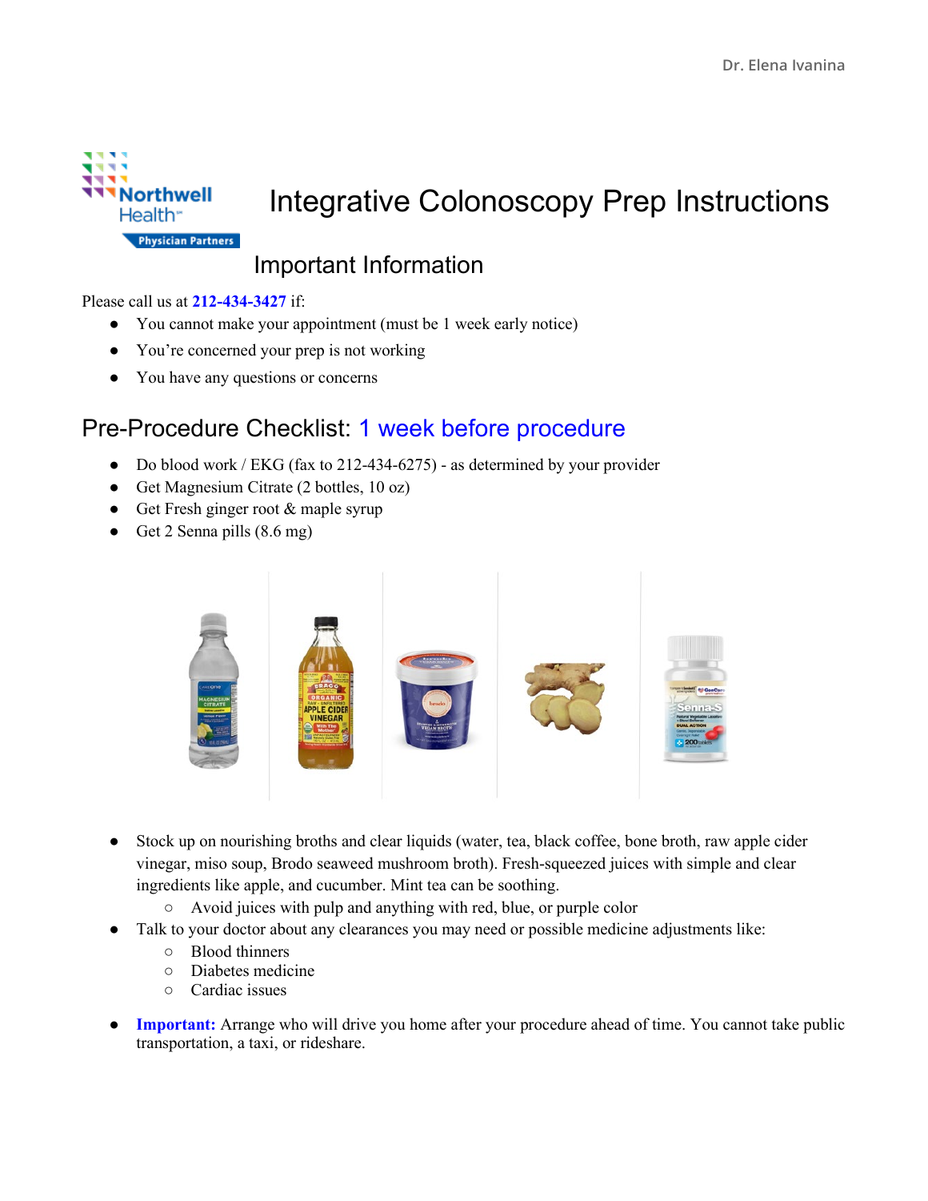# Integrative Colonoscopy Prep Instructions

## Important Information

Please call us at **212-434-3427** if:

- You cannot make your appointment (must be 1 week early notice)
- You're concerned your prep is not working
- You have any questions or concerns

## Pre-Procedure Checklist: 1 week before procedure

- Do blood work / EKG (fax to 212-434-6275) - as determined by your provider
- Get Magnesium Citrate (2 bottles, 10 oz)
- Get Fresh ginger root & maple syrup
- Get 2 Senna pills (8.6 mg)

- Stock up on nourishing broths and clear liquids (water, tea, black coffee, bone broth, raw apple cider vinegar, miso soup, Brodo seaweed mushroom broth). Fresh-squeezed juices with simple and clear ingredients like apple, and cucumber. Mint tea can be soothing.
  - Avoid juices with pulp and anything with red, blue, or purple color
- Talk to your doctor about any clearances you may need or possible medicine adjustments like:
  - Blood thinners
  - Diabetes medicine
  - Cardiac issues

- **Important:** Arrange who will drive you home after your procedure ahead of time. You cannot take public transportation, a taxi, or rideshare.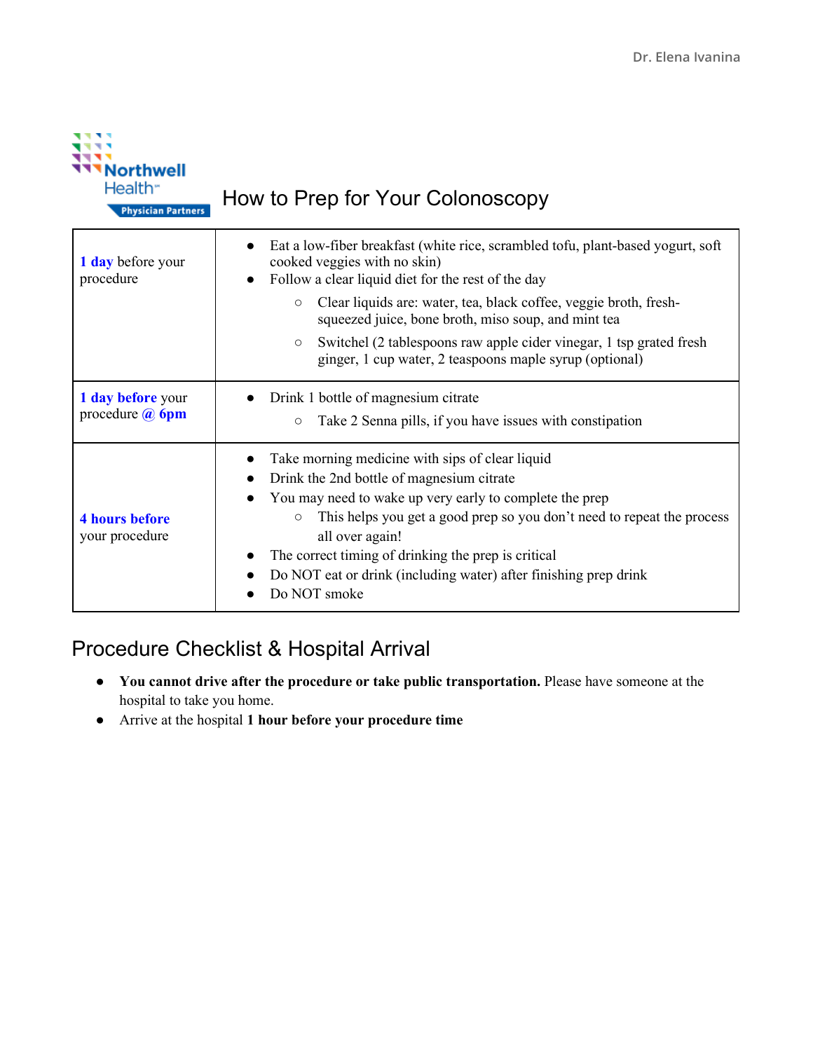# How to Prep for Your Colonoscopy

| | |
|---|---|
| **1 day** before your procedure | • Eat a low-fiber breakfast (white rice, scrambled tofu, plant-based yogurt, soft cooked veggies with no skin)<br>• Follow a clear liquid diet for the rest of the day<br>&nbsp;&nbsp;&nbsp;&nbsp;○ Clear liquids are: water, tea, black coffee, veggie broth, fresh-squeezed juice, bone broth, miso soup, and mint tea<br>&nbsp;&nbsp;&nbsp;&nbsp;○ Switchel (2 tablespoons raw apple cider vinegar, 1 tsp grated fresh ginger, 1 cup water, 2 teaspoons maple syrup (optional) |
| **1 day before** your procedure **@ 6pm** | • Drink 1 bottle of magnesium citrate<br>&nbsp;&nbsp;&nbsp;&nbsp;○ Take 2 Senna pills, if you have issues with constipation |
| **4 hours before** your procedure | • Take morning medicine with sips of clear liquid<br>• Drink the 2nd bottle of magnesium citrate<br>• You may need to wake up very early to complete the prep<br>&nbsp;&nbsp;&nbsp;&nbsp;○ This helps you get a good prep so you don't need to repeat the process all over again!<br>• The correct timing of drinking the prep is critical<br>• Do NOT eat or drink (including water) after finishing prep drink<br>• Do NOT smoke |

## Procedure Checklist & Hospital Arrival

- **You cannot drive after the procedure or take public transportation.** Please have someone at the hospital to take you home.
- Arrive at the hospital **1 hour before your procedure time**